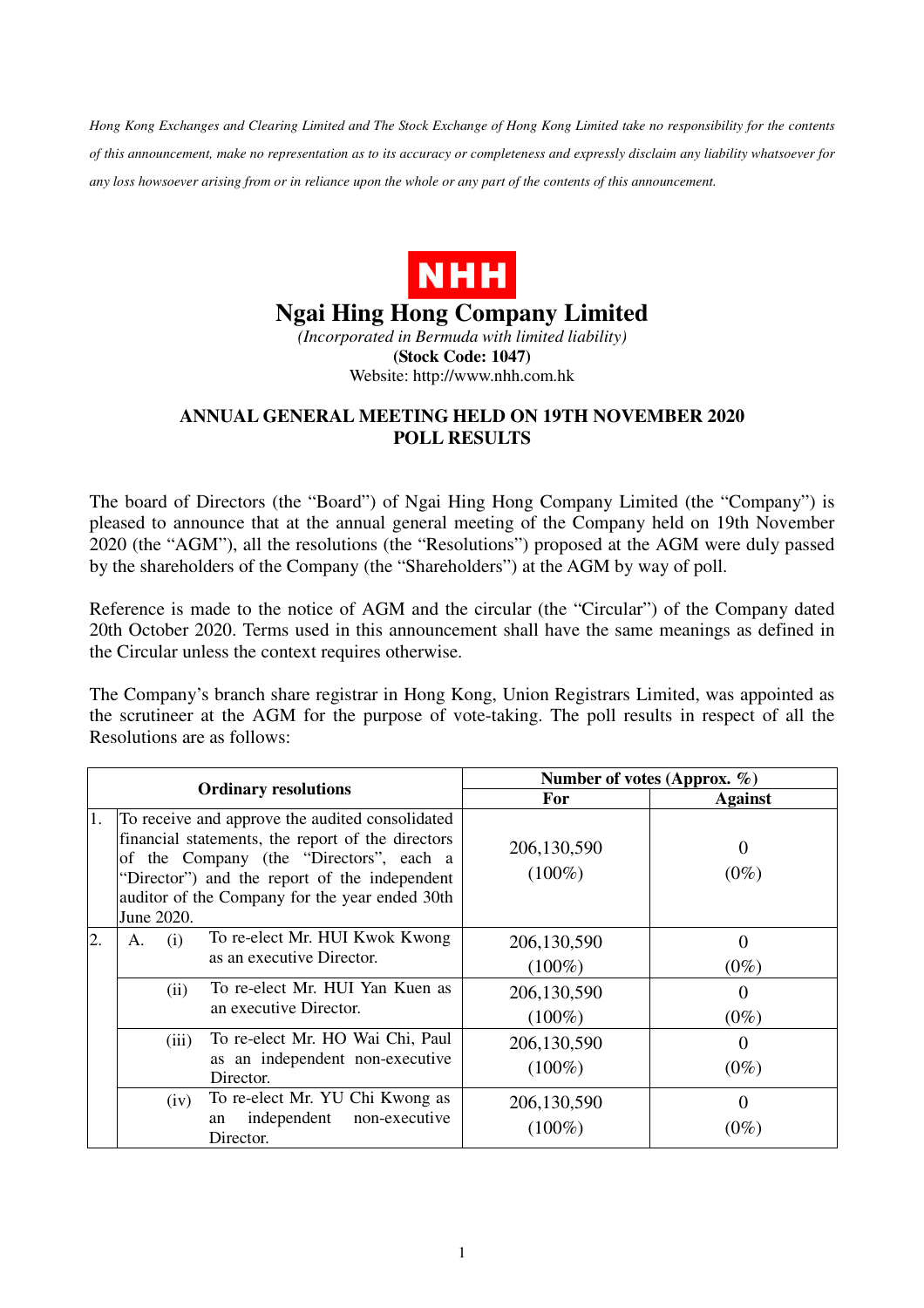*Hong Kong Exchanges and Clearing Limited and The Stock Exchange of Hong Kong Limited take no responsibility for the contents of this announcement, make no representation as to its accuracy or completeness and expressly disclaim any liability whatsoever for any loss howsoever arising from or in reliance upon the whole or any part of the contents of this announcement.*

**NHH**

# Ngai Hing Hong Company Limited

*(Incorporated in Bermuda with limited liability)*

**(Stock Code: 1047)**

Website: http://www.nhh.com.hk

## ANNUAL GENERAL MEETING HELD ON 19TH NOVEMBER 2020 POLL RESULTS

The board of Directors (the "Board") of Ngai Hing Hong Company Limited (the "Company") is pleased to announce that at the annual general meeting of the Company held on 19th November 2020 (the "AGM"), all the resolutions (the "Resolutions") proposed at the AGM were duly passed by the shareholders of the Company (the "Shareholders") at the AGM by way of poll.

Reference is made to the notice of AGM and the circular (the "Circular") of the Company dated 20th October 2020. Terms used in this announcement shall have the same meanings as defined in the Circular unless the context requires otherwise.

The Company's branch share registrar in Hong Kong, Union Registrars Limited, was appointed as the scrutineer at the AGM for the purpose of vote-taking. The poll results in respect of all the Resolutions are as follows:

| Ordinary resolutions | Number of votes (Approx. %) | |
|---|---|---|
| | **For** | **Against** |
| 1. To receive and approve the audited consolidated financial statements, the report of the directors of the Company (the "Directors", each a "Director") and the report of the independent auditor of the Company for the year ended 30th June 2020. | 206,130,590 (100%) | 0 (0%) |
| 2. A. (i) To re-elect Mr. HUI Kwok Kwong as an executive Director. | 206,130,590 (100%) | 0 (0%) |
| (ii) To re-elect Mr. HUI Yan Kuen as an executive Director. | 206,130,590 (100%) | 0 (0%) |
| (iii) To re-elect Mr. HO Wai Chi, Paul as an independent non-executive Director. | 206,130,590 (100%) | 0 (0%) |
| (iv) To re-elect Mr. YU Chi Kwong as an independent non-executive Director. | 206,130,590 (100%) | 0 (0%) |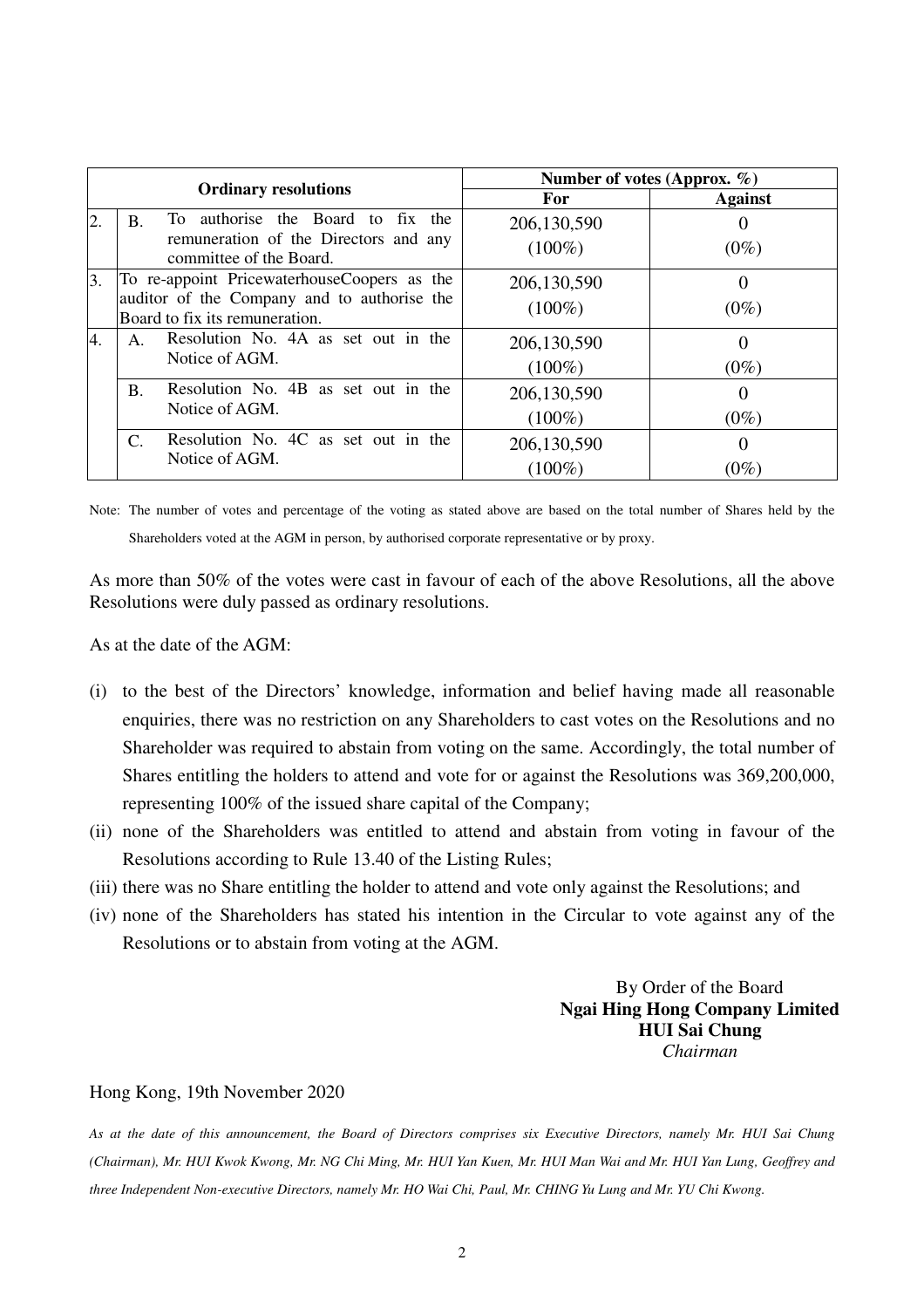| Ordinary resolutions | | Number of votes (Approx. %) | |
|---|---|---|---|
| | | For | Against |
| 2. | B. To authorise the Board to fix the remuneration of the Directors and any committee of the Board. | 206,130,590 (100%) | 0 (0%) |
| 3. | To re-appoint PricewaterhouseCoopers as the auditor of the Company and to authorise the Board to fix its remuneration. | 206,130,590 (100%) | 0 (0%) |
| 4. | A. Resolution No. 4A as set out in the Notice of AGM. | 206,130,590 (100%) | 0 (0%) |
| | B. Resolution No. 4B as set out in the Notice of AGM. | 206,130,590 (100%) | 0 (0%) |
| | C. Resolution No. 4C as set out in the Notice of AGM. | 206,130,590 (100%) | 0 (0%) |

Note: The number of votes and percentage of the voting as stated above are based on the total number of Shares held by the Shareholders voted at the AGM in person, by authorised corporate representative or by proxy.

As more than 50% of the votes were cast in favour of each of the above Resolutions, all the above Resolutions were duly passed as ordinary resolutions.

As at the date of the AGM:

(i) to the best of the Directors' knowledge, information and belief having made all reasonable enquiries, there was no restriction on any Shareholders to cast votes on the Resolutions and no Shareholder was required to abstain from voting on the same. Accordingly, the total number of Shares entitling the holders to attend and vote for or against the Resolutions was 369,200,000, representing 100% of the issued share capital of the Company;

(ii) none of the Shareholders was entitled to attend and abstain from voting in favour of the Resolutions according to Rule 13.40 of the Listing Rules;

(iii) there was no Share entitling the holder to attend and vote only against the Resolutions; and

(iv) none of the Shareholders has stated his intention in the Circular to vote against any of the Resolutions or to abstain from voting at the AGM.

By Order of the Board
**Ngai Hing Hong Company Limited**
**HUI Sai Chung**
*Chairman*

Hong Kong, 19th November 2020

*As at the date of this announcement, the Board of Directors comprises six Executive Directors, namely Mr. HUI Sai Chung (Chairman), Mr. HUI Kwok Kwong, Mr. NG Chi Ming, Mr. HUI Yan Kuen, Mr. HUI Man Wai and Mr. HUI Yan Lung, Geoffrey and three Independent Non-executive Directors, namely Mr. HO Wai Chi, Paul, Mr. CHING Yu Lung and Mr. YU Chi Kwong.*